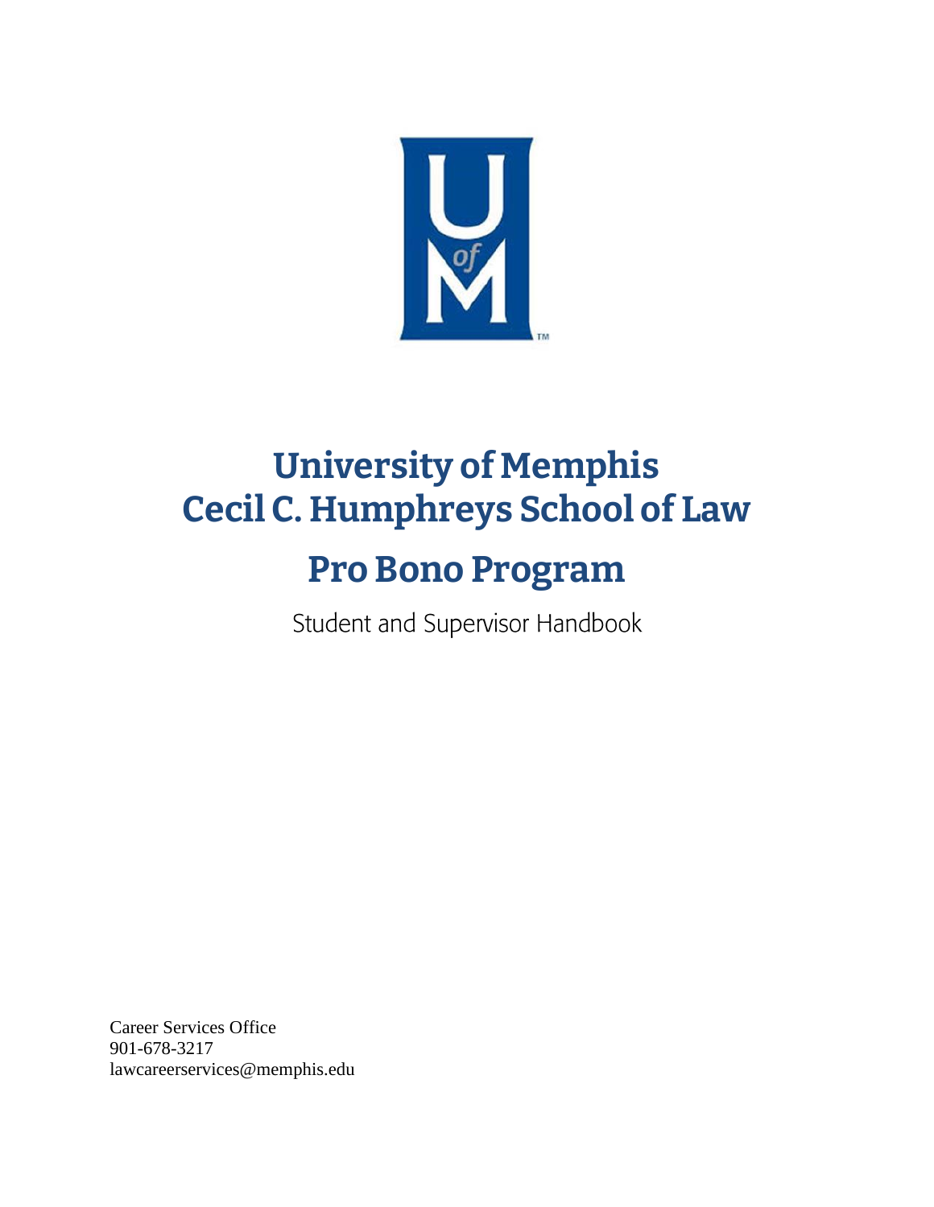# University of Memphis
# Cecil C. Humphreys School of Law

# Pro Bono Program

Student and Supervisor Handbook

Career Services Office
901-678-3217
lawcareerservices@memphis.edu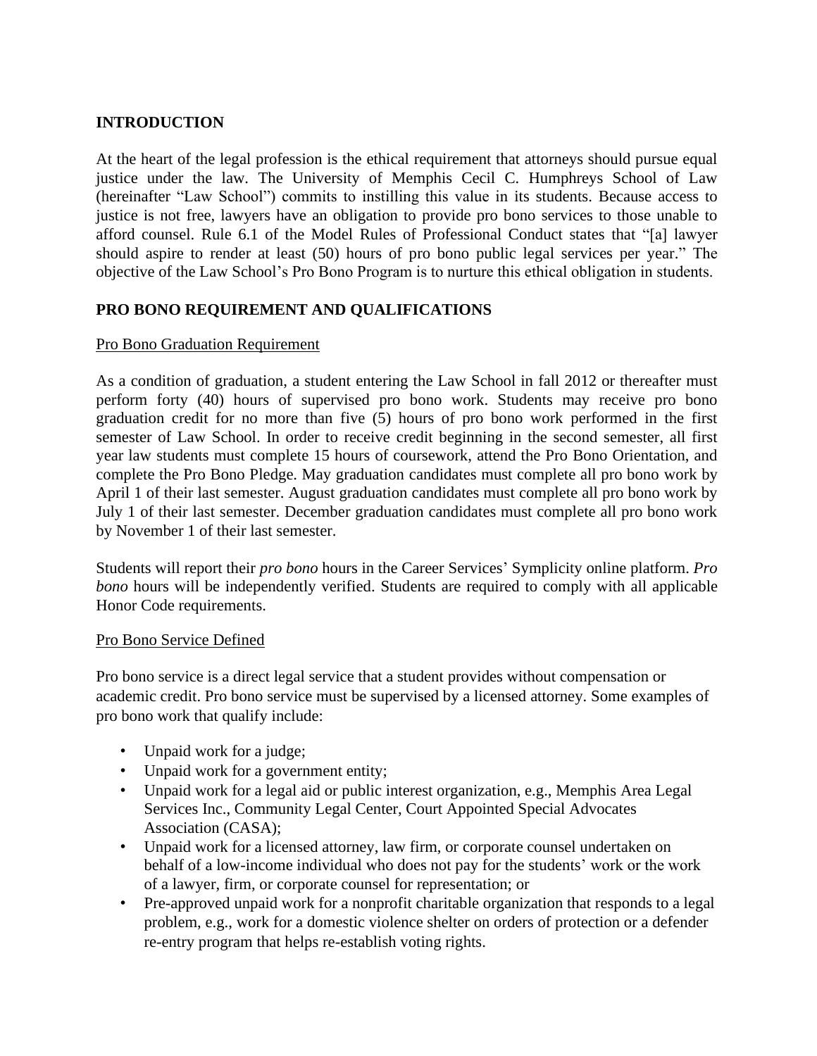## INTRODUCTION

At the heart of the legal profession is the ethical requirement that attorneys should pursue equal justice under the law. The University of Memphis Cecil C. Humphreys School of Law (hereinafter "Law School") commits to instilling this value in its students. Because access to justice is not free, lawyers have an obligation to provide pro bono services to those unable to afford counsel. Rule 6.1 of the Model Rules of Professional Conduct states that "[a] lawyer should aspire to render at least (50) hours of pro bono public legal services per year." The objective of the Law School's Pro Bono Program is to nurture this ethical obligation in students.

## PRO BONO REQUIREMENT AND QUALIFICATIONS

### Pro Bono Graduation Requirement

As a condition of graduation, a student entering the Law School in fall 2012 or thereafter must perform forty (40) hours of supervised pro bono work. Students may receive pro bono graduation credit for no more than five (5) hours of pro bono work performed in the first semester of Law School. In order to receive credit beginning in the second semester, all first year law students must complete 15 hours of coursework, attend the Pro Bono Orientation, and complete the Pro Bono Pledge. May graduation candidates must complete all pro bono work by April 1 of their last semester. August graduation candidates must complete all pro bono work by July 1 of their last semester. December graduation candidates must complete all pro bono work by November 1 of their last semester.

Students will report their *pro bono* hours in the Career Services' Symplicity online platform. *Pro bono* hours will be independently verified. Students are required to comply with all applicable Honor Code requirements.

### Pro Bono Service Defined

Pro bono service is a direct legal service that a student provides without compensation or academic credit. Pro bono service must be supervised by a licensed attorney. Some examples of pro bono work that qualify include:

- Unpaid work for a judge;
- Unpaid work for a government entity;
- Unpaid work for a legal aid or public interest organization, e.g., Memphis Area Legal Services Inc., Community Legal Center, Court Appointed Special Advocates Association (CASA);
- Unpaid work for a licensed attorney, law firm, or corporate counsel undertaken on behalf of a low-income individual who does not pay for the students' work or the work of a lawyer, firm, or corporate counsel for representation; or
- Pre-approved unpaid work for a nonprofit charitable organization that responds to a legal problem, e.g., work for a domestic violence shelter on orders of protection or a defender re-entry program that helps re-establish voting rights.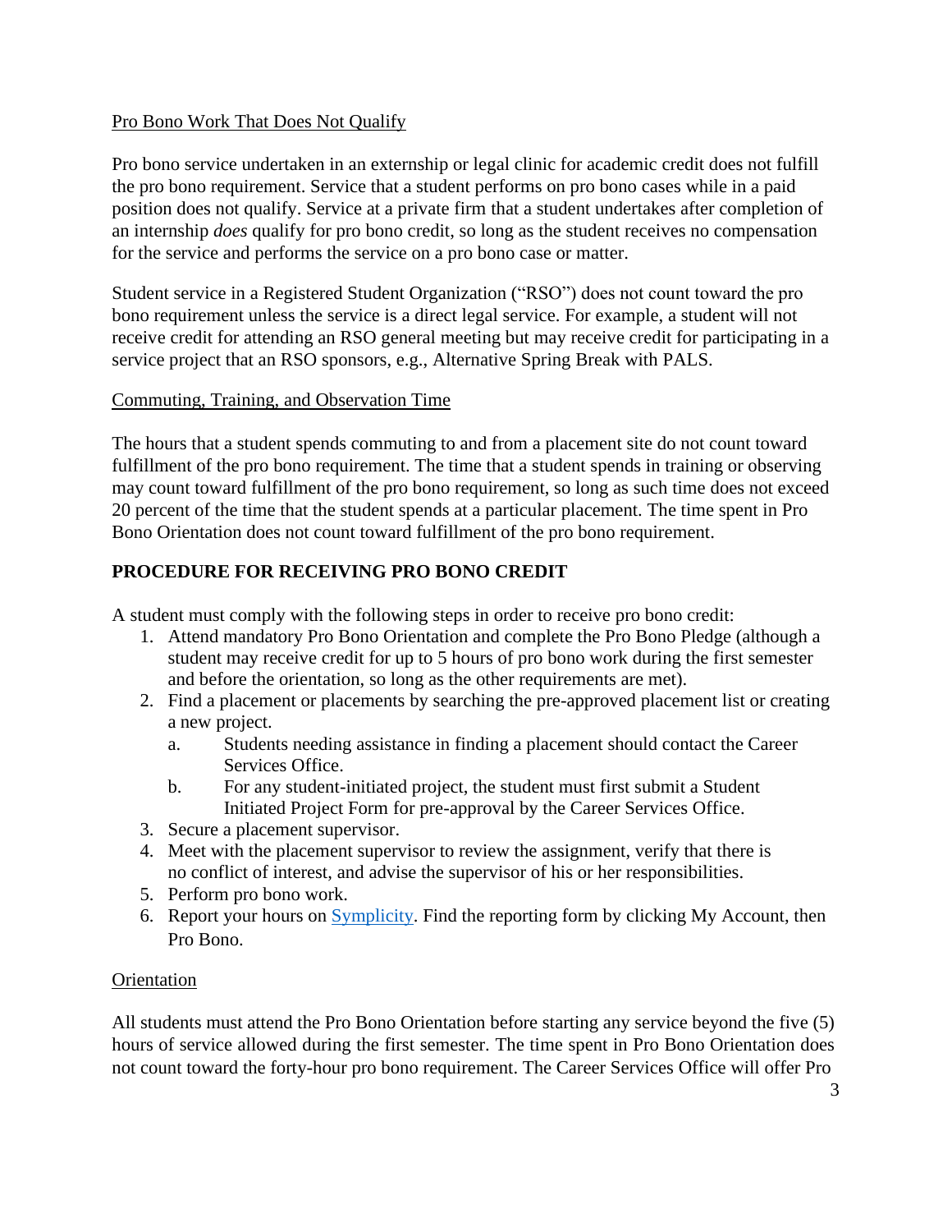Pro Bono Work That Does Not Qualify

Pro bono service undertaken in an externship or legal clinic for academic credit does not fulfill the pro bono requirement. Service that a student performs on pro bono cases while in a paid position does not qualify. Service at a private firm that a student undertakes after completion of an internship *does* qualify for pro bono credit, so long as the student receives no compensation for the service and performs the service on a pro bono case or matter.

Student service in a Registered Student Organization ("RSO") does not count toward the pro bono requirement unless the service is a direct legal service. For example, a student will not receive credit for attending an RSO general meeting but may receive credit for participating in a service project that an RSO sponsors, e.g., Alternative Spring Break with PALS.

Commuting, Training, and Observation Time

The hours that a student spends commuting to and from a placement site do not count toward fulfillment of the pro bono requirement. The time that a student spends in training or observing may count toward fulfillment of the pro bono requirement, so long as such time does not exceed 20 percent of the time that the student spends at a particular placement. The time spent in Pro Bono Orientation does not count toward fulfillment of the pro bono requirement.

**PROCEDURE FOR RECEIVING PRO BONO CREDIT**

A student must comply with the following steps in order to receive pro bono credit:

1. Attend mandatory Pro Bono Orientation and complete the Pro Bono Pledge (although a student may receive credit for up to 5 hours of pro bono work during the first semester and before the orientation, so long as the other requirements are met).
2. Find a placement or placements by searching the pre-approved placement list or creating a new project.
   a. Students needing assistance in finding a placement should contact the Career Services Office.
   b. For any student-initiated project, the student must first submit a Student Initiated Project Form for pre-approval by the Career Services Office.
3. Secure a placement supervisor.
4. Meet with the placement supervisor to review the assignment, verify that there is no conflict of interest, and advise the supervisor of his or her responsibilities.
5. Perform pro bono work.
6. Report your hours on Symplicity. Find the reporting form by clicking My Account, then Pro Bono.

Orientation

All students must attend the Pro Bono Orientation before starting any service beyond the five (5) hours of service allowed during the first semester. The time spent in Pro Bono Orientation does not count toward the forty-hour pro bono requirement. The Career Services Office will offer Pro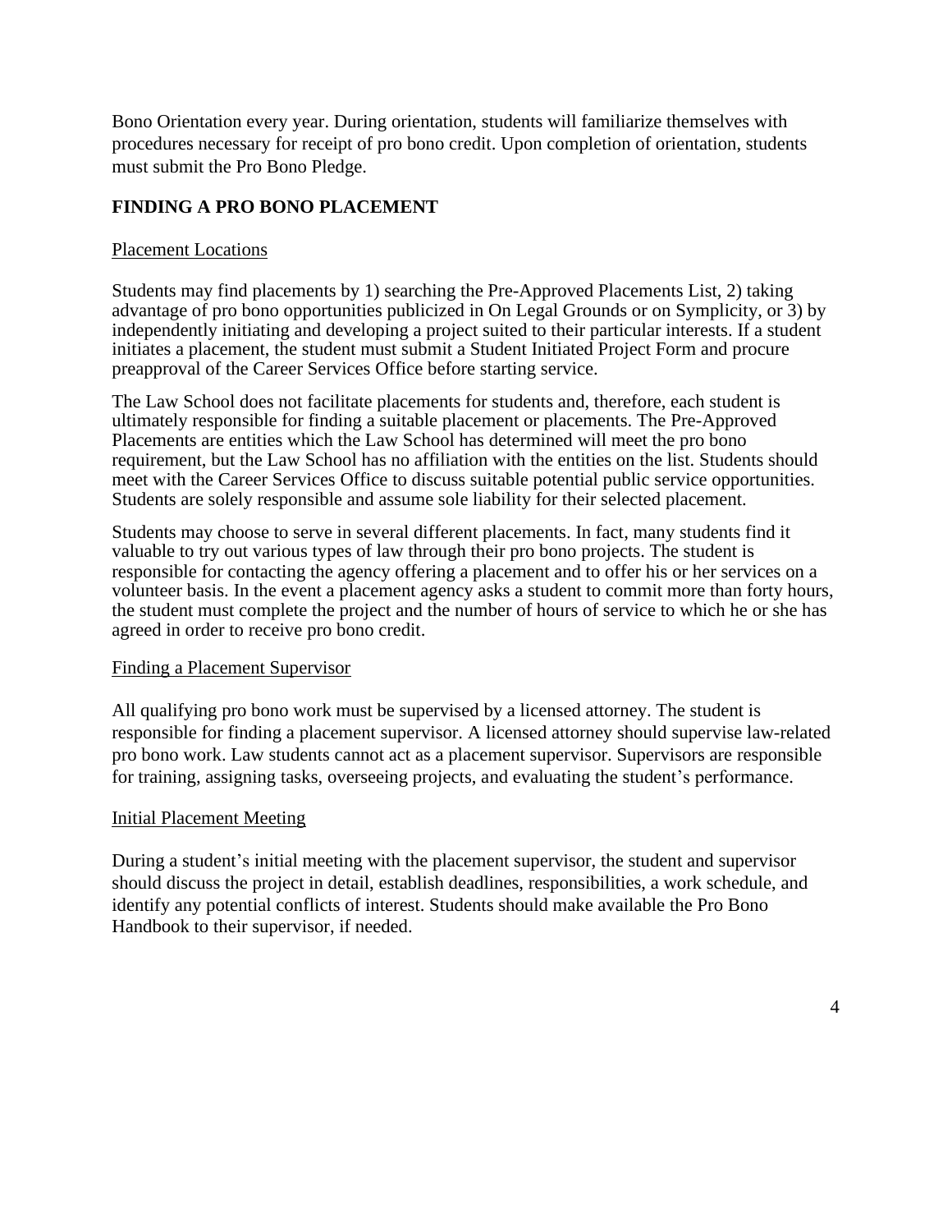Bono Orientation every year. During orientation, students will familiarize themselves with procedures necessary for receipt of pro bono credit. Upon completion of orientation, students must submit the Pro Bono Pledge.

## FINDING A PRO BONO PLACEMENT

### Placement Locations

Students may find placements by 1) searching the Pre-Approved Placements List, 2) taking advantage of pro bono opportunities publicized in On Legal Grounds or on Symplicity, or 3) by independently initiating and developing a project suited to their particular interests. If a student initiates a placement, the student must submit a Student Initiated Project Form and procure preapproval of the Career Services Office before starting service.

The Law School does not facilitate placements for students and, therefore, each student is ultimately responsible for finding a suitable placement or placements. The Pre-Approved Placements are entities which the Law School has determined will meet the pro bono requirement, but the Law School has no affiliation with the entities on the list. Students should meet with the Career Services Office to discuss suitable potential public service opportunities. Students are solely responsible and assume sole liability for their selected placement.

Students may choose to serve in several different placements. In fact, many students find it valuable to try out various types of law through their pro bono projects. The student is responsible for contacting the agency offering a placement and to offer his or her services on a volunteer basis. In the event a placement agency asks a student to commit more than forty hours, the student must complete the project and the number of hours of service to which he or she has agreed in order to receive pro bono credit.

### Finding a Placement Supervisor

All qualifying pro bono work must be supervised by a licensed attorney. The student is responsible for finding a placement supervisor. A licensed attorney should supervise law-related pro bono work. Law students cannot act as a placement supervisor. Supervisors are responsible for training, assigning tasks, overseeing projects, and evaluating the student's performance.

### Initial Placement Meeting

During a student's initial meeting with the placement supervisor, the student and supervisor should discuss the project in detail, establish deadlines, responsibilities, a work schedule, and identify any potential conflicts of interest. Students should make available the Pro Bono Handbook to their supervisor, if needed.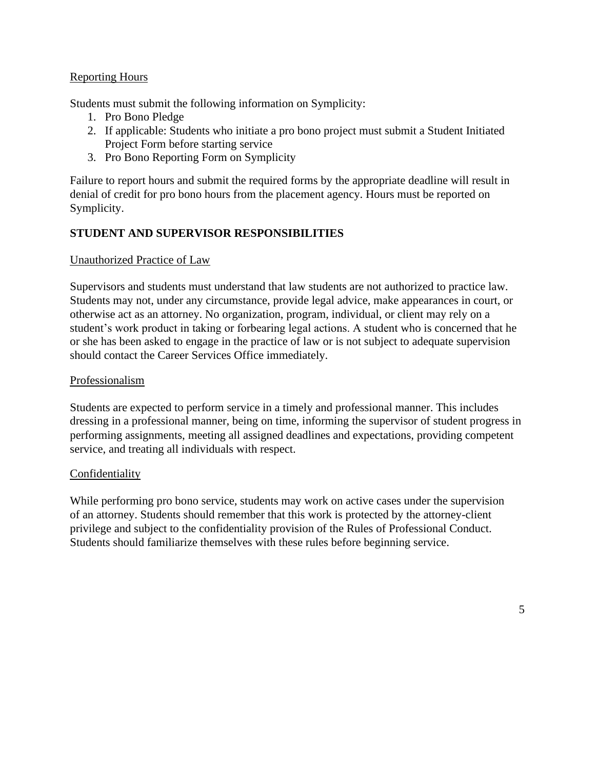Reporting Hours

Students must submit the following information on Symplicity:

1. Pro Bono Pledge
2. If applicable: Students who initiate a pro bono project must submit a Student Initiated Project Form before starting service
3. Pro Bono Reporting Form on Symplicity

Failure to report hours and submit the required forms by the appropriate deadline will result in denial of credit for pro bono hours from the placement agency. Hours must be reported on Symplicity.

## STUDENT AND SUPERVISOR RESPONSIBILITIES

Unauthorized Practice of Law

Supervisors and students must understand that law students are not authorized to practice law. Students may not, under any circumstance, provide legal advice, make appearances in court, or otherwise act as an attorney. No organization, program, individual, or client may rely on a student's work product in taking or forbearing legal actions. A student who is concerned that he or she has been asked to engage in the practice of law or is not subject to adequate supervision should contact the Career Services Office immediately.

Professionalism

Students are expected to perform service in a timely and professional manner. This includes dressing in a professional manner, being on time, informing the supervisor of student progress in performing assignments, meeting all assigned deadlines and expectations, providing competent service, and treating all individuals with respect.

Confidentiality

While performing pro bono service, students may work on active cases under the supervision of an attorney. Students should remember that this work is protected by the attorney-client privilege and subject to the confidentiality provision of the Rules of Professional Conduct. Students should familiarize themselves with these rules before beginning service.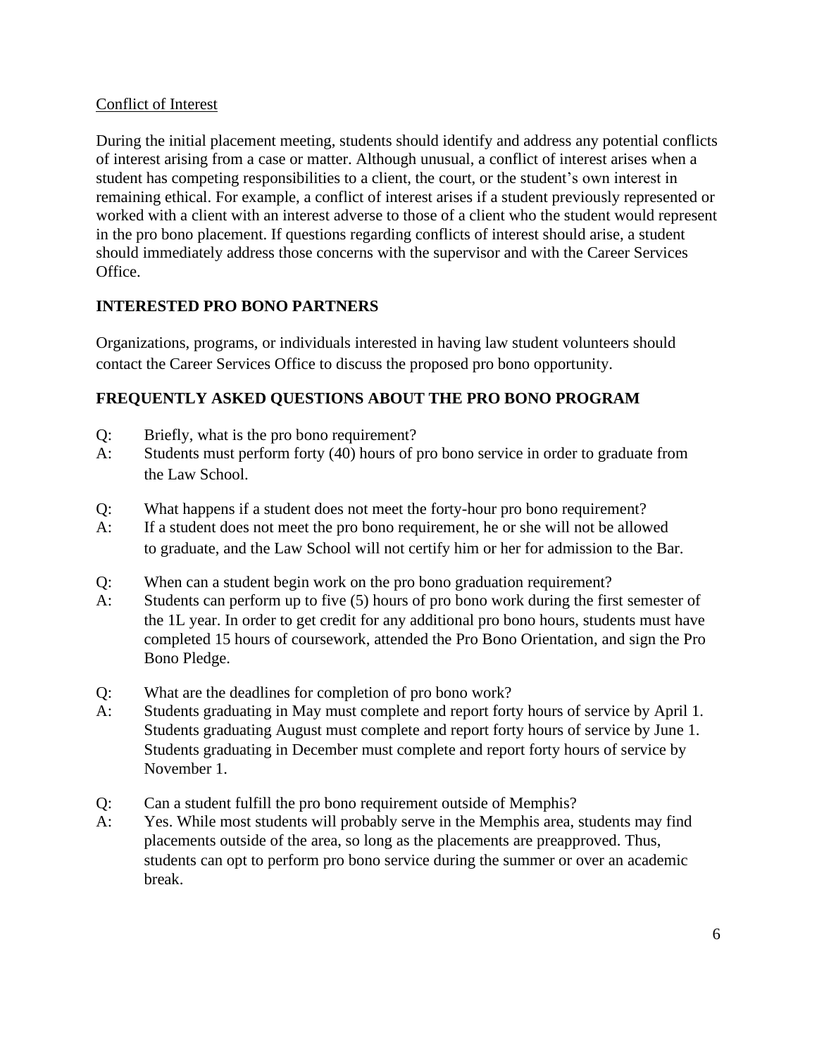Conflict of Interest

During the initial placement meeting, students should identify and address any potential conflicts of interest arising from a case or matter. Although unusual, a conflict of interest arises when a student has competing responsibilities to a client, the court, or the student's own interest in remaining ethical. For example, a conflict of interest arises if a student previously represented or worked with a client with an interest adverse to those of a client who the student would represent in the pro bono placement. If questions regarding conflicts of interest should arise, a student should immediately address those concerns with the supervisor and with the Career Services Office.

## INTERESTED PRO BONO PARTNERS

Organizations, programs, or individuals interested in having law student volunteers should contact the Career Services Office to discuss the proposed pro bono opportunity.

## FREQUENTLY ASKED QUESTIONS ABOUT THE PRO BONO PROGRAM

Q: Briefly, what is the pro bono requirement?
A: Students must perform forty (40) hours of pro bono service in order to graduate from the Law School.

Q: What happens if a student does not meet the forty-hour pro bono requirement?
A: If a student does not meet the pro bono requirement, he or she will not be allowed to graduate, and the Law School will not certify him or her for admission to the Bar.

Q: When can a student begin work on the pro bono graduation requirement?
A: Students can perform up to five (5) hours of pro bono work during the first semester of the 1L year. In order to get credit for any additional pro bono hours, students must have completed 15 hours of coursework, attended the Pro Bono Orientation, and sign the Pro Bono Pledge.

Q: What are the deadlines for completion of pro bono work?
A: Students graduating in May must complete and report forty hours of service by April 1. Students graduating August must complete and report forty hours of service by June 1. Students graduating in December must complete and report forty hours of service by November 1.

Q: Can a student fulfill the pro bono requirement outside of Memphis?
A: Yes. While most students will probably serve in the Memphis area, students may find placements outside of the area, so long as the placements are preapproved. Thus, students can opt to perform pro bono service during the summer or over an academic break.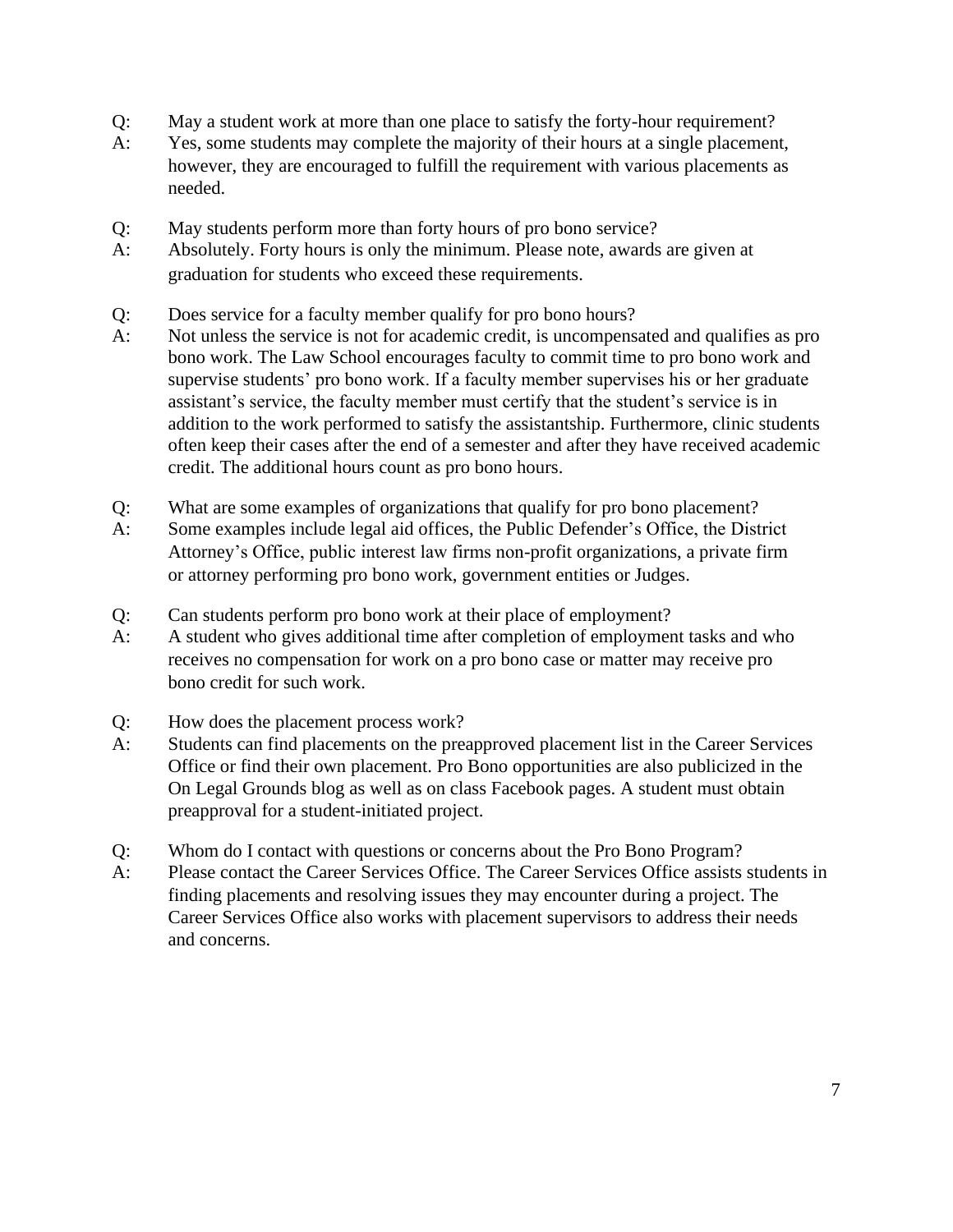Q: May a student work at more than one place to satisfy the forty-hour requirement?

A: Yes, some students may complete the majority of their hours at a single placement, however, they are encouraged to fulfill the requirement with various placements as needed.

Q: May students perform more than forty hours of pro bono service?

A: Absolutely. Forty hours is only the minimum. Please note, awards are given at graduation for students who exceed these requirements.

Q: Does service for a faculty member qualify for pro bono hours?

A: Not unless the service is not for academic credit, is uncompensated and qualifies as pro bono work. The Law School encourages faculty to commit time to pro bono work and supervise students' pro bono work. If a faculty member supervises his or her graduate assistant's service, the faculty member must certify that the student's service is in addition to the work performed to satisfy the assistantship. Furthermore, clinic students often keep their cases after the end of a semester and after they have received academic credit. The additional hours count as pro bono hours.

Q: What are some examples of organizations that qualify for pro bono placement?

A: Some examples include legal aid offices, the Public Defender's Office, the District Attorney's Office, public interest law firms non-profit organizations, a private firm or attorney performing pro bono work, government entities or Judges.

Q: Can students perform pro bono work at their place of employment?

A: A student who gives additional time after completion of employment tasks and who receives no compensation for work on a pro bono case or matter may receive pro bono credit for such work.

Q: How does the placement process work?

A: Students can find placements on the preapproved placement list in the Career Services Office or find their own placement. Pro Bono opportunities are also publicized in the On Legal Grounds blog as well as on class Facebook pages. A student must obtain preapproval for a student-initiated project.

Q: Whom do I contact with questions or concerns about the Pro Bono Program?

A: Please contact the Career Services Office. The Career Services Office assists students in finding placements and resolving issues they may encounter during a project. The Career Services Office also works with placement supervisors to address their needs and concerns.